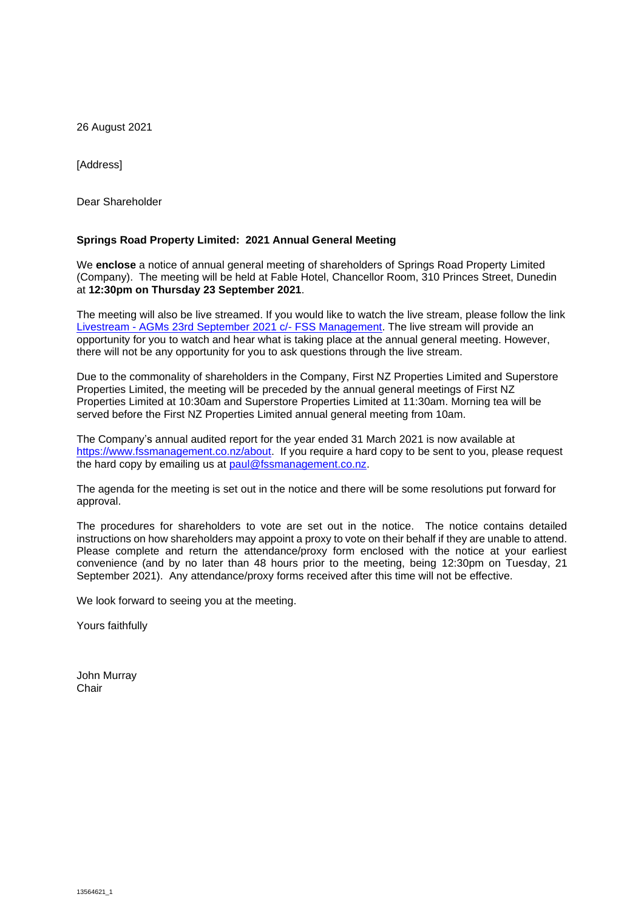26 August 2021

[Address]

Dear Shareholder

**Springs Road Property Limited: 2021 Annual General Meeting**

We **enclose** a notice of annual general meeting of shareholders of Springs Road Property Limited (Company). The meeting will be held at Fable Hotel, Chancellor Room, 310 Princes Street, Dunedin at **12:30pm on Thursday 23 September 2021**.

The meeting will also be live streamed. If you would like to watch the live stream, please follow the link Livestream - AGMs 23rd September 2021 c/- FSS Management. The live stream will provide an opportunity for you to watch and hear what is taking place at the annual general meeting. However, there will not be any opportunity for you to ask questions through the live stream.

Due to the commonality of shareholders in the Company, First NZ Properties Limited and Superstore Properties Limited, the meeting will be preceded by the annual general meetings of First NZ Properties Limited at 10:30am and Superstore Properties Limited at 11:30am. Morning tea will be served before the First NZ Properties Limited annual general meeting from 10am.

The Company's annual audited report for the year ended 31 March 2021 is now available at https://www.fssmanagement.co.nz/about. If you require a hard copy to be sent to you, please request the hard copy by emailing us at paul@fssmanagement.co.nz.

The agenda for the meeting is set out in the notice and there will be some resolutions put forward for approval.

The procedures for shareholders to vote are set out in the notice. The notice contains detailed instructions on how shareholders may appoint a proxy to vote on their behalf if they are unable to attend. Please complete and return the attendance/proxy form enclosed with the notice at your earliest convenience (and by no later than 48 hours prior to the meeting, being 12:30pm on Tuesday, 21 September 2021). Any attendance/proxy forms received after this time will not be effective.

We look forward to seeing you at the meeting.

Yours faithfully

John Murray
Chair

13564621_1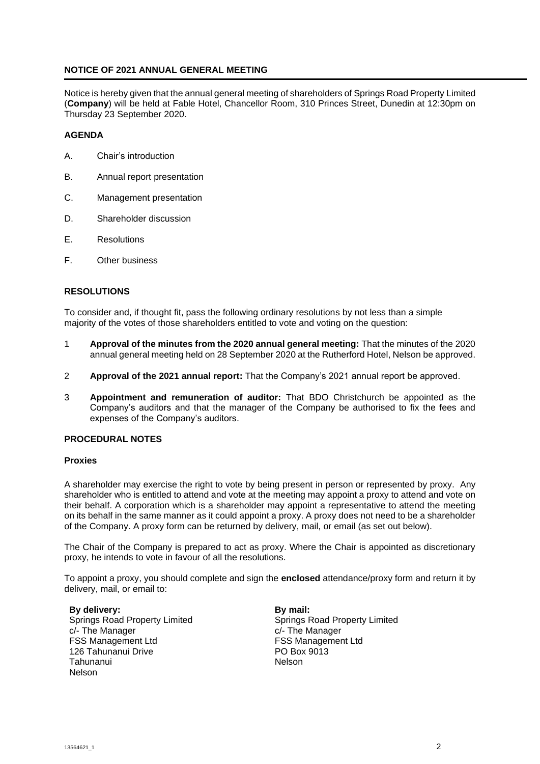## NOTICE OF 2021 ANNUAL GENERAL MEETING

Notice is hereby given that the annual general meeting of shareholders of Springs Road Property Limited (**Company**) will be held at Fable Hotel, Chancellor Room, 310 Princes Street, Dunedin at 12:30pm on Thursday 23 September 2020.

### AGENDA

A. Chair's introduction

B. Annual report presentation

C. Management presentation

D. Shareholder discussion

E. Resolutions

F. Other business

### RESOLUTIONS

To consider and, if thought fit, pass the following ordinary resolutions by not less than a simple majority of the votes of those shareholders entitled to vote and voting on the question:

1 **Approval of the minutes from the 2020 annual general meeting:** That the minutes of the 2020 annual general meeting held on 28 September 2020 at the Rutherford Hotel, Nelson be approved.

2 **Approval of the 2021 annual report:** That the Company's 2021 annual report be approved.

3 **Appointment and remuneration of auditor:** That BDO Christchurch be appointed as the Company's auditors and that the manager of the Company be authorised to fix the fees and expenses of the Company's auditors.

### PROCEDURAL NOTES

#### Proxies

A shareholder may exercise the right to vote by being present in person or represented by proxy. Any shareholder who is entitled to attend and vote at the meeting may appoint a proxy to attend and vote on their behalf. A corporation which is a shareholder may appoint a representative to attend the meeting on its behalf in the same manner as it could appoint a proxy. A proxy does not need to be a shareholder of the Company. A proxy form can be returned by delivery, mail, or email (as set out below).

The Chair of the Company is prepared to act as proxy. Where the Chair is appointed as discretionary proxy, he intends to vote in favour of all the resolutions.

To appoint a proxy, you should complete and sign the **enclosed** attendance/proxy form and return it by delivery, mail, or email to:

**By delivery:**
Springs Road Property Limited
c/- The Manager
FSS Management Ltd
126 Tahunanui Drive
Tahunanui
Nelson

**By mail:**
Springs Road Property Limited
c/- The Manager
FSS Management Ltd
PO Box 9013
Nelson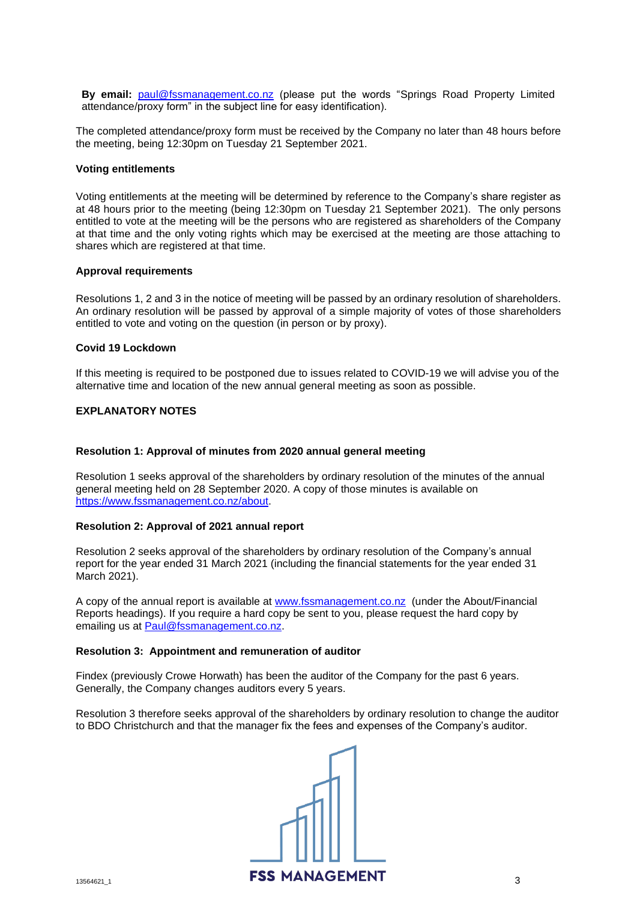**By email:** paul@fssmanagement.co.nz (please put the words "Springs Road Property Limited attendance/proxy form" in the subject line for easy identification).

The completed attendance/proxy form must be received by the Company no later than 48 hours before the meeting, being 12:30pm on Tuesday 21 September 2021.

**Voting entitlements**

Voting entitlements at the meeting will be determined by reference to the Company's share register as at 48 hours prior to the meeting (being 12:30pm on Tuesday 21 September 2021). The only persons entitled to vote at the meeting will be the persons who are registered as shareholders of the Company at that time and the only voting rights which may be exercised at the meeting are those attaching to shares which are registered at that time.

**Approval requirements**

Resolutions 1, 2 and 3 in the notice of meeting will be passed by an ordinary resolution of shareholders. An ordinary resolution will be passed by approval of a simple majority of votes of those shareholders entitled to vote and voting on the question (in person or by proxy).

**Covid 19 Lockdown**

If this meeting is required to be postponed due to issues related to COVID-19 we will advise you of the alternative time and location of the new annual general meeting as soon as possible.

## EXPLANATORY NOTES

**Resolution 1: Approval of minutes from 2020 annual general meeting**

Resolution 1 seeks approval of the shareholders by ordinary resolution of the minutes of the annual general meeting held on 28 September 2020. A copy of those minutes is available on https://www.fssmanagement.co.nz/about.

**Resolution 2: Approval of 2021 annual report**

Resolution 2 seeks approval of the shareholders by ordinary resolution of the Company's annual report for the year ended 31 March 2021 (including the financial statements for the year ended 31 March 2021).

A copy of the annual report is available at www.fssmanagement.co.nz (under the About/Financial Reports headings). If you require a hard copy be sent to you, please request the hard copy by emailing us at Paul@fssmanagement.co.nz.

**Resolution 3: Appointment and remuneration of auditor**

Findex (previously Crowe Horwath) has been the auditor of the Company for the past 6 years. Generally, the Company changes auditors every 5 years.

Resolution 3 therefore seeks approval of the shareholders by ordinary resolution to change the auditor to BDO Christchurch and that the manager fix the fees and expenses of the Company's auditor.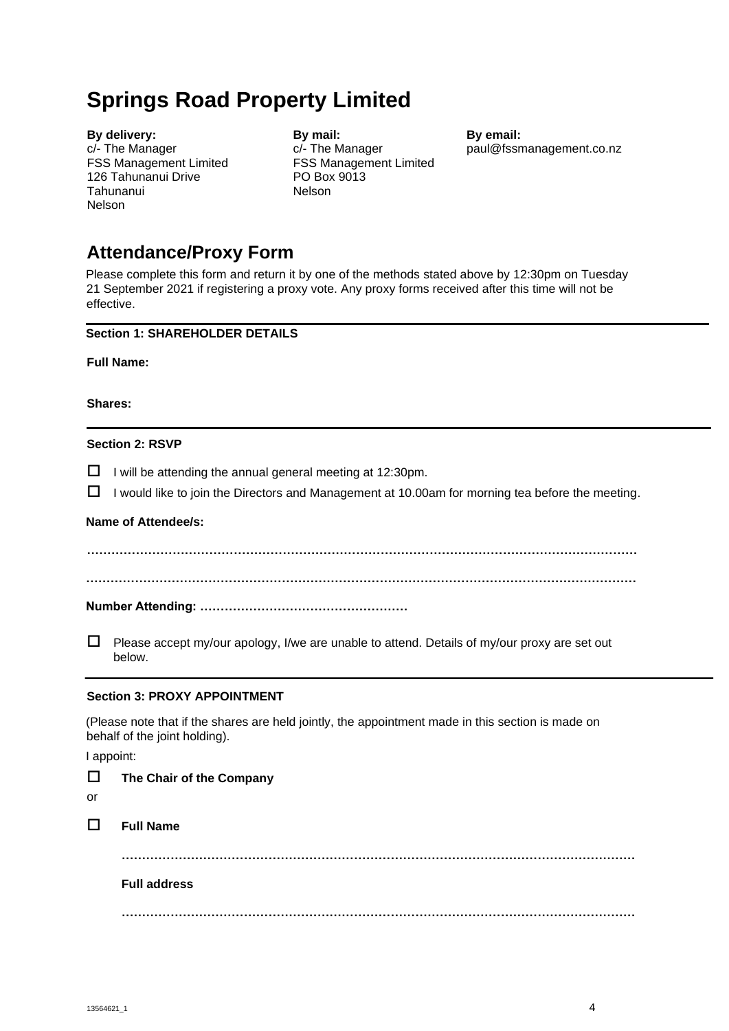# Springs Road Property Limited

**By delivery:**
c/- The Manager
FSS Management Limited
126 Tahunanui Drive
Tahunanui
Nelson

**By mail:**
c/- The Manager
FSS Management Limited
PO Box 9013
Nelson

**By email:**
paul@fssmanagement.co.nz

## Attendance/Proxy Form

Please complete this form and return it by one of the methods stated above by 12:30pm on Tuesday 21 September 2021 if registering a proxy vote. Any proxy forms received after this time will not be effective.

---

**Section 1: SHAREHOLDER DETAILS**

**Full Name:**

**Shares:**

---

**Section 2: RSVP**

☐ I will be attending the annual general meeting at 12:30pm.

☐ I would like to join the Directors and Management at 10.00am for morning tea before the meeting.

**Name of Attendee/s:**

………………………………………………………………………………………………………………

………………………………………………………………………………………………………………

**Number Attending:** ……………………………………………

☐ Please accept my/our apology, I/we are unable to attend. Details of my/our proxy are set out below.

---

**Section 3: PROXY APPOINTMENT**

(Please note that if the shares are held jointly, the appointment made in this section is made on behalf of the joint holding).

I appoint:

☐ **The Chair of the Company**

or

☐ **Full Name**

………………………………………………………………………………………………………………

**Full address**

………………………………………………………………………………………………………………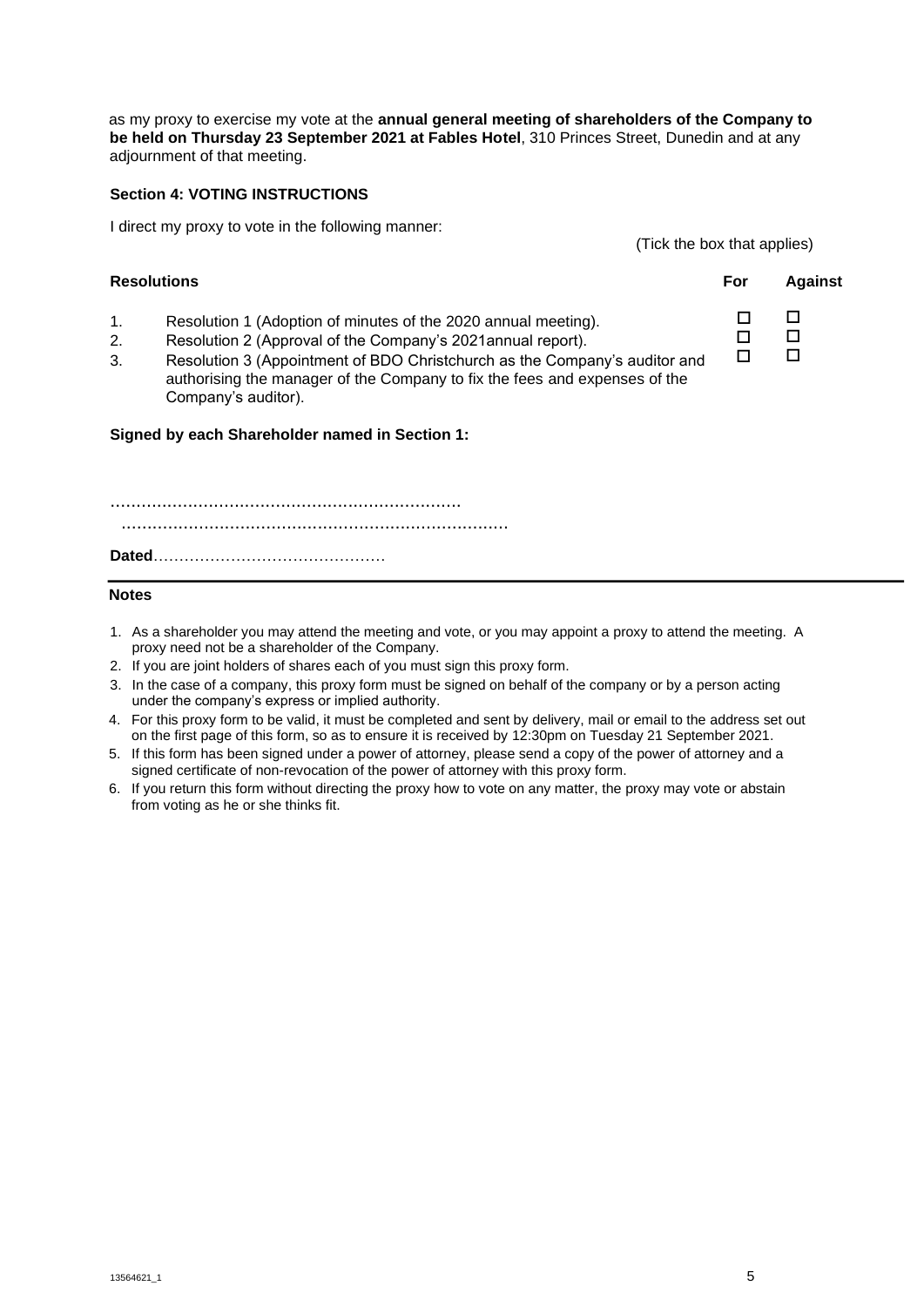as my proxy to exercise my vote at the **annual general meeting of shareholders of the Company to be held on Thursday 23 September 2021 at Fables Hotel**, 310 Princes Street, Dunedin and at any adjournment of that meeting.

**Section 4: VOTING INSTRUCTIONS**

I direct my proxy to vote in the following manner:

(Tick the box that applies)

| Resolutions | | For | Against |
|---|---|---|---|
| 1. | Resolution 1 (Adoption of minutes of the 2020 annual meeting). | ☐ | ☐ |
| 2. | Resolution 2 (Approval of the Company's 2021annual report). | ☐ | ☐ |
| 3. | Resolution 3 (Appointment of BDO Christchurch as the Company's auditor and authorising the manager of the Company to fix the fees and expenses of the Company's auditor). | ☐ | ☐ |

**Signed by each Shareholder named in Section 1:**

…………………………………………………………

……………………………………………………………….

**Dated**………………………………………

**Notes**

1. As a shareholder you may attend the meeting and vote, or you may appoint a proxy to attend the meeting. A proxy need not be a shareholder of the Company.
2. If you are joint holders of shares each of you must sign this proxy form.
3. In the case of a company, this proxy form must be signed on behalf of the company or by a person acting under the company's express or implied authority.
4. For this proxy form to be valid, it must be completed and sent by delivery, mail or email to the address set out on the first page of this form, so as to ensure it is received by 12:30pm on Tuesday 21 September 2021.
5. If this form has been signed under a power of attorney, please send a copy of the power of attorney and a signed certificate of non-revocation of the power of attorney with this proxy form.
6. If you return this form without directing the proxy how to vote on any matter, the proxy may vote or abstain from voting as he or she thinks fit.

13564621_1